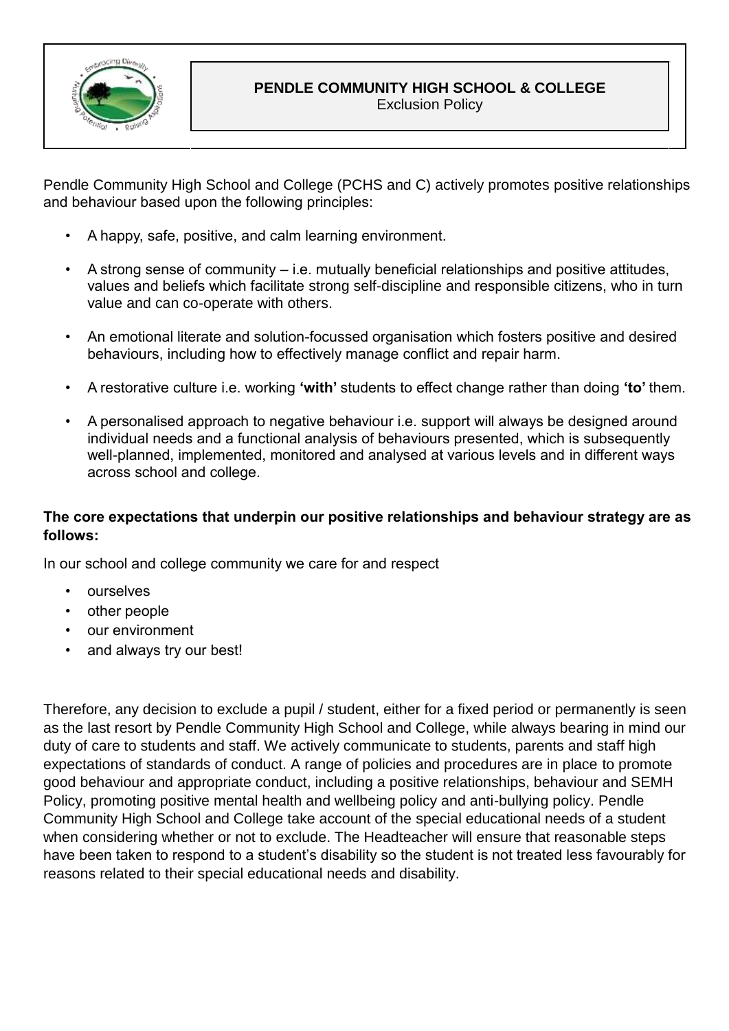# PENDLE COMMUNITY HIGH SCHOOL & COLLEGE

Exclusion Policy

Pendle Community High School and College (PCHS and C) actively promotes positive relationships and behaviour based upon the following principles:

- A happy, safe, positive, and calm learning environment.
- A strong sense of community – i.e. mutually beneficial relationships and positive attitudes, values and beliefs which facilitate strong self-discipline and responsible citizens, who in turn value and can co-operate with others.
- An emotional literate and solution-focussed organisation which fosters positive and desired behaviours, including how to effectively manage conflict and repair harm.
- A restorative culture i.e. working **'with'** students to effect change rather than doing **'to'** them.
- A personalised approach to negative behaviour i.e. support will always be designed around individual needs and a functional analysis of behaviours presented, which is subsequently well-planned, implemented, monitored and analysed at various levels and in different ways across school and college.

**The core expectations that underpin our positive relationships and behaviour strategy are as follows:**

In our school and college community we care for and respect

- ourselves
- other people
- our environment
- and always try our best!

Therefore, any decision to exclude a pupil / student, either for a fixed period or permanently is seen as the last resort by Pendle Community High School and College, while always bearing in mind our duty of care to students and staff. We actively communicate to students, parents and staff high expectations of standards of conduct. A range of policies and procedures are in place to promote good behaviour and appropriate conduct, including a positive relationships, behaviour and SEMH Policy, promoting positive mental health and wellbeing policy and anti-bullying policy. Pendle Community High School and College take account of the special educational needs of a student when considering whether or not to exclude. The Headteacher will ensure that reasonable steps have been taken to respond to a student's disability so the student is not treated less favourably for reasons related to their special educational needs and disability.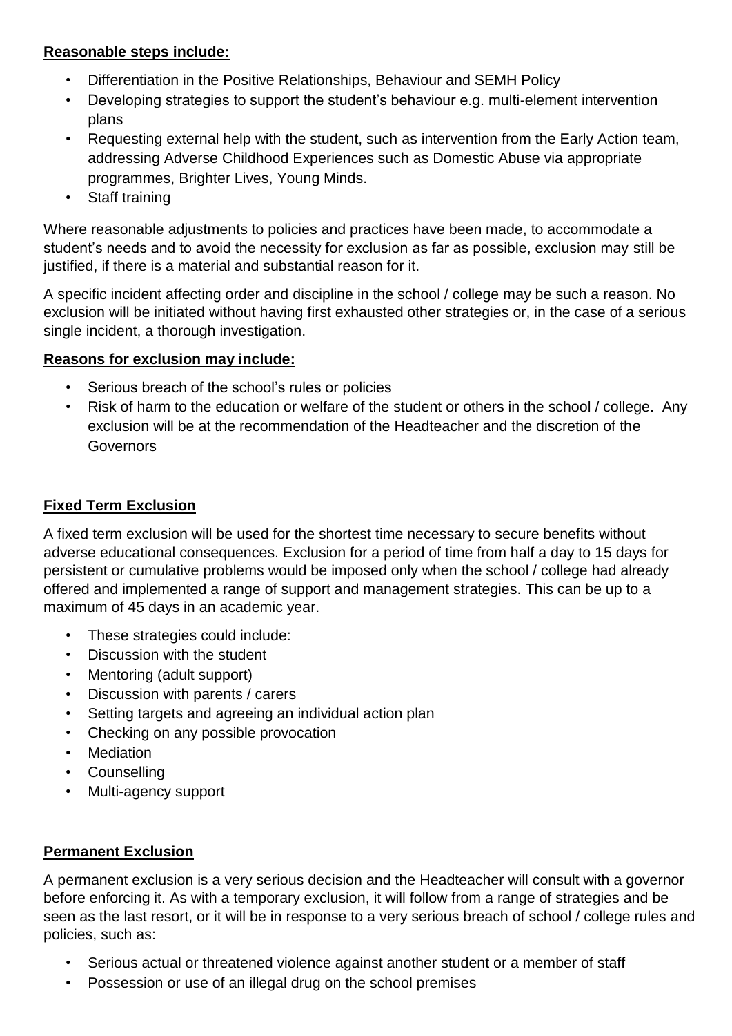**Reasonable steps include:**

- Differentiation in the Positive Relationships, Behaviour and SEMH Policy
- Developing strategies to support the student's behaviour e.g. multi-element intervention plans
- Requesting external help with the student, such as intervention from the Early Action team, addressing Adverse Childhood Experiences such as Domestic Abuse via appropriate programmes, Brighter Lives, Young Minds.
- Staff training

Where reasonable adjustments to policies and practices have been made, to accommodate a student's needs and to avoid the necessity for exclusion as far as possible, exclusion may still be justified, if there is a material and substantial reason for it.

A specific incident affecting order and discipline in the school / college may be such a reason. No exclusion will be initiated without having first exhausted other strategies or, in the case of a serious single incident, a thorough investigation.

**Reasons for exclusion may include:**

- Serious breach of the school's rules or policies
- Risk of harm to the education or welfare of the student or others in the school / college. Any exclusion will be at the recommendation of the Headteacher and the discretion of the Governors

## Fixed Term Exclusion

A fixed term exclusion will be used for the shortest time necessary to secure benefits without adverse educational consequences. Exclusion for a period of time from half a day to 15 days for persistent or cumulative problems would be imposed only when the school / college had already offered and implemented a range of support and management strategies. This can be up to a maximum of 45 days in an academic year.

- These strategies could include:
- Discussion with the student
- Mentoring (adult support)
- Discussion with parents / carers
- Setting targets and agreeing an individual action plan
- Checking on any possible provocation
- Mediation
- Counselling
- Multi-agency support

## Permanent Exclusion

A permanent exclusion is a very serious decision and the Headteacher will consult with a governor before enforcing it. As with a temporary exclusion, it will follow from a range of strategies and be seen as the last resort, or it will be in response to a very serious breach of school / college rules and policies, such as:

- Serious actual or threatened violence against another student or a member of staff
- Possession or use of an illegal drug on the school premises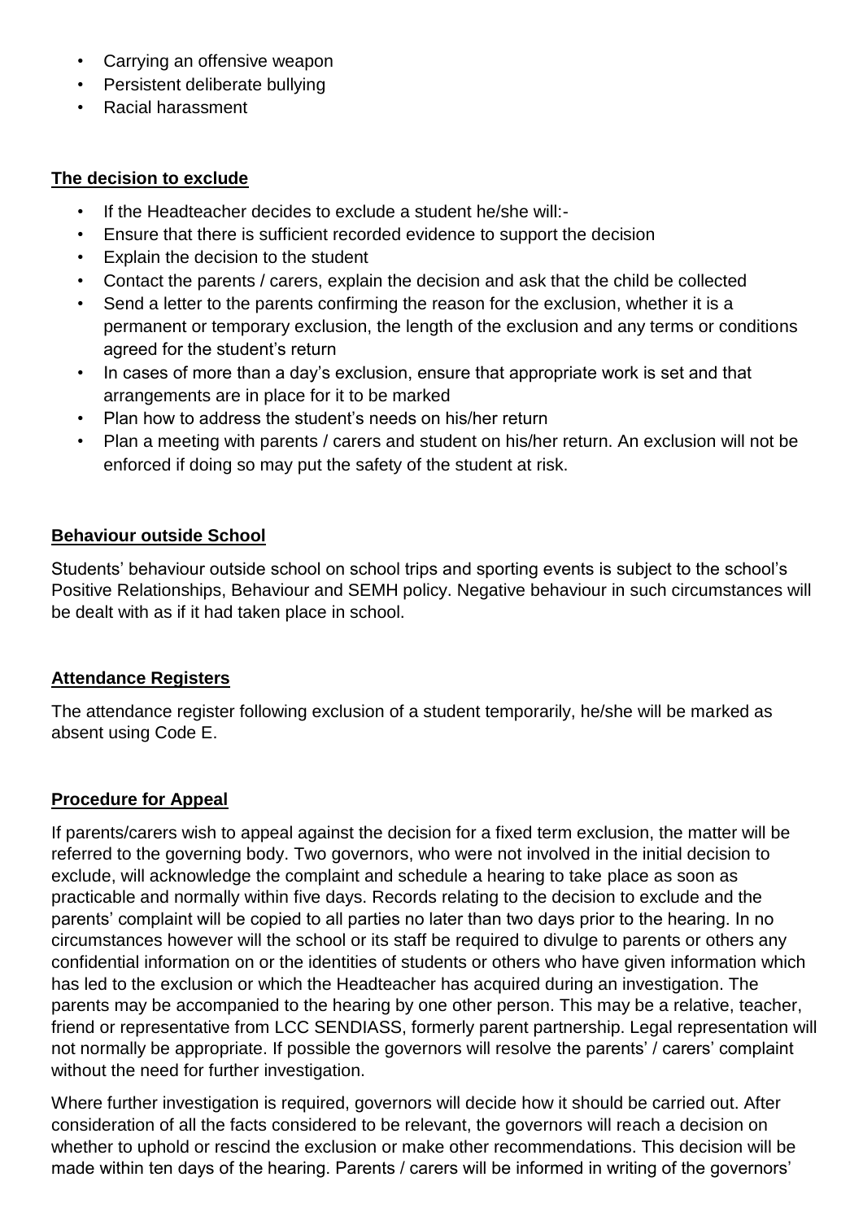- Carrying an offensive weapon
- Persistent deliberate bullying
- Racial harassment

**The decision to exclude**

- If the Headteacher decides to exclude a student he/she will:-
- Ensure that there is sufficient recorded evidence to support the decision
- Explain the decision to the student
- Contact the parents / carers, explain the decision and ask that the child be collected
- Send a letter to the parents confirming the reason for the exclusion, whether it is a permanent or temporary exclusion, the length of the exclusion and any terms or conditions agreed for the student's return
- In cases of more than a day's exclusion, ensure that appropriate work is set and that arrangements are in place for it to be marked
- Plan how to address the student's needs on his/her return
- Plan a meeting with parents / carers and student on his/her return. An exclusion will not be enforced if doing so may put the safety of the student at risk.

**Behaviour outside School**

Students' behaviour outside school on school trips and sporting events is subject to the school's Positive Relationships, Behaviour and SEMH policy. Negative behaviour in such circumstances will be dealt with as if it had taken place in school.

**Attendance Registers**

The attendance register following exclusion of a student temporarily, he/she will be marked as absent using Code E.

**Procedure for Appeal**

If parents/carers wish to appeal against the decision for a fixed term exclusion, the matter will be referred to the governing body. Two governors, who were not involved in the initial decision to exclude, will acknowledge the complaint and schedule a hearing to take place as soon as practicable and normally within five days. Records relating to the decision to exclude and the parents' complaint will be copied to all parties no later than two days prior to the hearing. In no circumstances however will the school or its staff be required to divulge to parents or others any confidential information on or the identities of students or others who have given information which has led to the exclusion or which the Headteacher has acquired during an investigation. The parents may be accompanied to the hearing by one other person. This may be a relative, teacher, friend or representative from LCC SENDIASS, formerly parent partnership. Legal representation will not normally be appropriate. If possible the governors will resolve the parents' / carers' complaint without the need for further investigation.

Where further investigation is required, governors will decide how it should be carried out. After consideration of all the facts considered to be relevant, the governors will reach a decision on whether to uphold or rescind the exclusion or make other recommendations. This decision will be made within ten days of the hearing. Parents / carers will be informed in writing of the governors'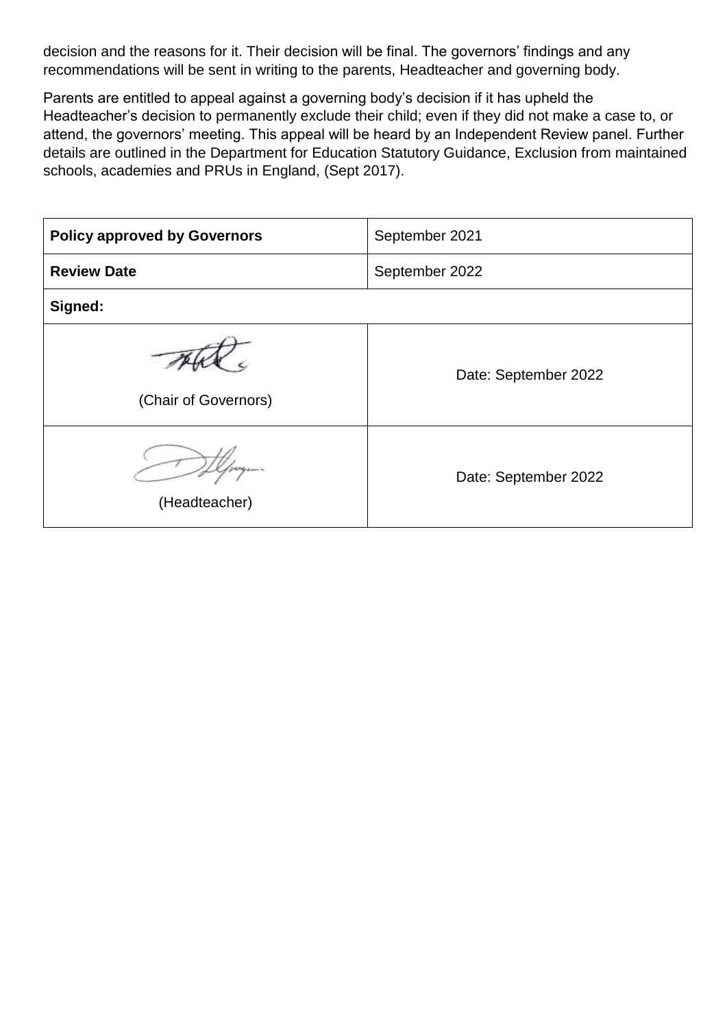decision and the reasons for it. Their decision will be final. The governors' findings and any recommendations will be sent in writing to the parents, Headteacher and governing body.

Parents are entitled to appeal against a governing body's decision if it has upheld the Headteacher's decision to permanently exclude their child; even if they did not make a case to, or attend, the governors' meeting. This appeal will be heard by an Independent Review panel. Further details are outlined in the Department for Education Statutory Guidance, Exclusion from maintained schools, academies and PRUs in England, (Sept 2017).

| | |
|---|---|
| **Policy approved by Governors** | September 2021 |
| **Review Date** | September 2022 |
| **Signed:** | |
| (Chair of Governors) | Date: September 2022 |
| (Headteacher) | Date: September 2022 |